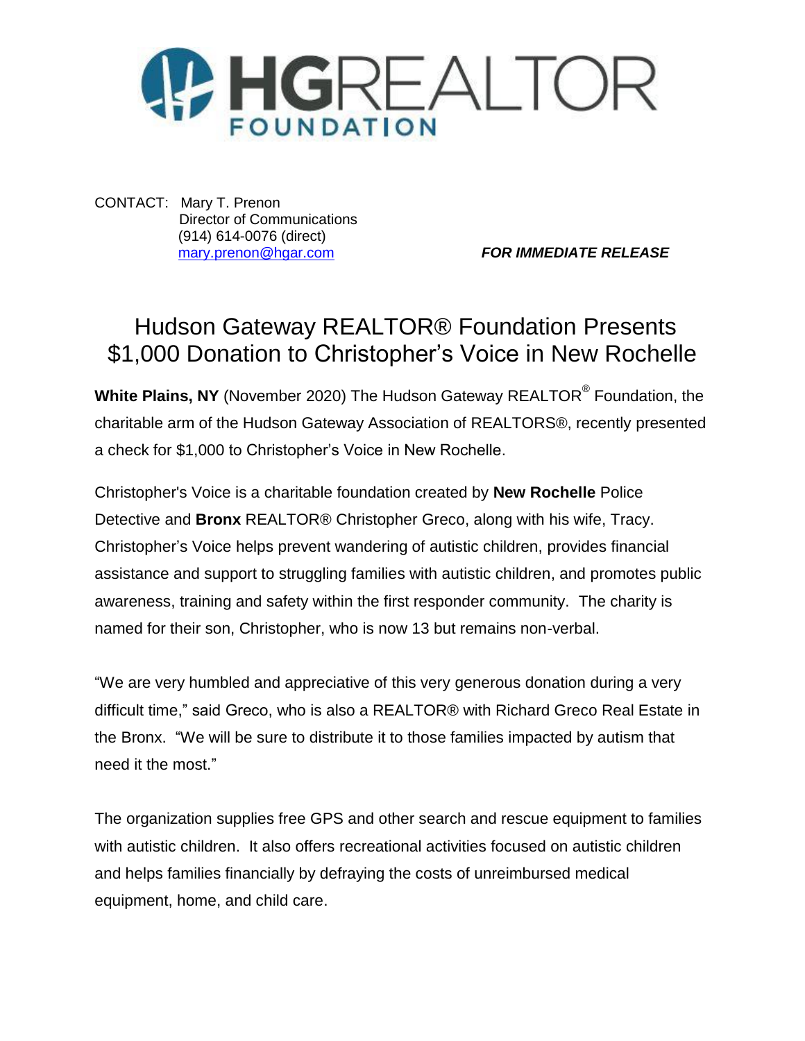HGREALTOR FOUNDATION

CONTACT: Mary T. Prenon
Director of Communications
(914) 614-0076 (direct)
mary.prenon@hgar.com

***FOR IMMEDIATE RELEASE***

# Hudson Gateway REALTOR® Foundation Presents $1,000 Donation to Christopher's Voice in New Rochelle

**White Plains, NY** (November 2020) The Hudson Gateway REALTOR® Foundation, the charitable arm of the Hudson Gateway Association of REALTORS®, recently presented a check for $1,000 to Christopher's Voice in New Rochelle.

Christopher's Voice is a charitable foundation created by **New Rochelle** Police Detective and **Bronx** REALTOR® Christopher Greco, along with his wife, Tracy. Christopher's Voice helps prevent wandering of autistic children, provides financial assistance and support to struggling families with autistic children, and promotes public awareness, training and safety within the first responder community. The charity is named for their son, Christopher, who is now 13 but remains non-verbal.

"We are very humbled and appreciative of this very generous donation during a very difficult time," said Greco, who is also a REALTOR® with Richard Greco Real Estate in the Bronx. "We will be sure to distribute it to those families impacted by autism that need it the most."

The organization supplies free GPS and other search and rescue equipment to families with autistic children. It also offers recreational activities focused on autistic children and helps families financially by defraying the costs of unreimbursed medical equipment, home, and child care.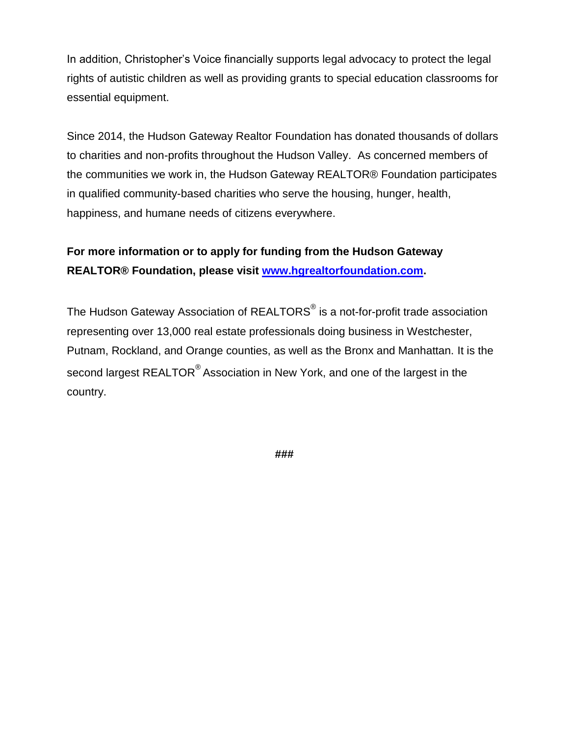In addition, Christopher's Voice financially supports legal advocacy to protect the legal rights of autistic children as well as providing grants to special education classrooms for essential equipment.

Since 2014, the Hudson Gateway Realtor Foundation has donated thousands of dollars to charities and non-profits throughout the Hudson Valley. As concerned members of the communities we work in, the Hudson Gateway REALTOR® Foundation participates in qualified community-based charities who serve the housing, hunger, health, happiness, and humane needs of citizens everywhere.

**For more information or to apply for funding from the Hudson Gateway REALTOR® Foundation, please visit [www.hgrealtorfoundation.com](http://www.hgrealtorfoundation.com).**

The Hudson Gateway Association of REALTORS® is a not-for-profit trade association representing over 13,000 real estate professionals doing business in Westchester, Putnam, Rockland, and Orange counties, as well as the Bronx and Manhattan. It is the second largest REALTOR® Association in New York, and one of the largest in the country.

###